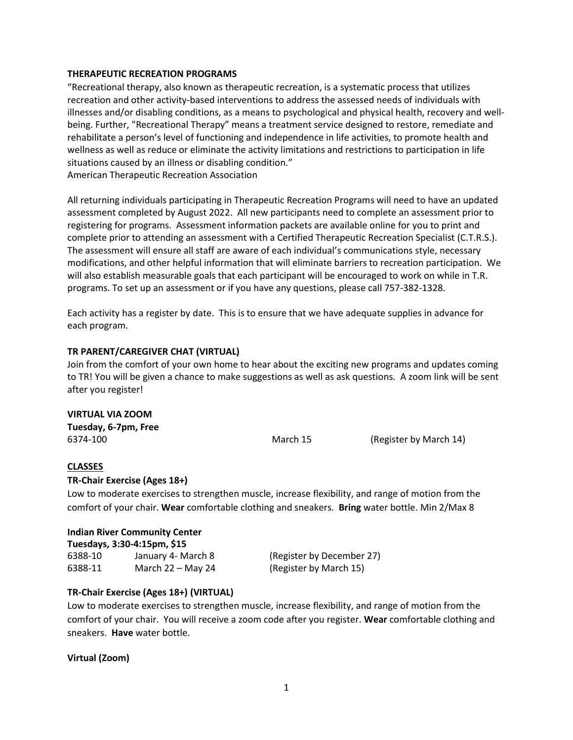## THERAPEUTIC RECREATION PROGRAMS

"Recreational therapy, also known as therapeutic recreation, is a systematic process that utilizes recreation and other activity-based interventions to address the assessed needs of individuals with illnesses and/or disabling conditions, as a means to psychological and physical health, recovery and well-being. Further, "Recreational Therapy" means a treatment service designed to restore, remediate and rehabilitate a person's level of functioning and independence in life activities, to promote health and wellness as well as reduce or eliminate the activity limitations and restrictions to participation in life situations caused by an illness or disabling condition."
American Therapeutic Recreation Association

All returning individuals participating in Therapeutic Recreation Programs will need to have an updated assessment completed by August 2022. All new participants need to complete an assessment prior to registering for programs. Assessment information packets are available online for you to print and complete prior to attending an assessment with a Certified Therapeutic Recreation Specialist (C.T.R.S.). The assessment will ensure all staff are aware of each individual's communications style, necessary modifications, and other helpful information that will eliminate barriers to recreation participation. We will also establish measurable goals that each participant will be encouraged to work on while in T.R. programs. To set up an assessment or if you have any questions, please call 757-382-1328.

Each activity has a register by date. This is to ensure that we have adequate supplies in advance for each program.

### TR PARENT/CAREGIVER CHAT (VIRTUAL)

Join from the comfort of your own home to hear about the exciting new programs and updates coming to TR! You will be given a chance to make suggestions as well as ask questions. A zoom link will be sent after you register!

**VIRTUAL VIA ZOOM**
**Tuesday, 6-7pm, Free**

| | | |
|---|---|---|
| 6374-100 | March 15 | (Register by March 14) |

### CLASSES

**TR-Chair Exercise (Ages 18+)**

Low to moderate exercises to strengthen muscle, increase flexibility, and range of motion from the comfort of your chair. **Wear** comfortable clothing and sneakers. **Bring** water bottle. Min 2/Max 8

**Indian River Community Center**
**Tuesdays, 3:30-4:15pm, $15**

| | | |
|---|---|---|
| 6388-10 | January 4- March 8 | (Register by December 27) |
| 6388-11 | March 22 – May 24 | (Register by March 15) |

**TR-Chair Exercise (Ages 18+) (VIRTUAL)**

Low to moderate exercises to strengthen muscle, increase flexibility, and range of motion from the comfort of your chair. You will receive a zoom code after you register. **Wear** comfortable clothing and sneakers. **Have** water bottle.

**Virtual (Zoom)**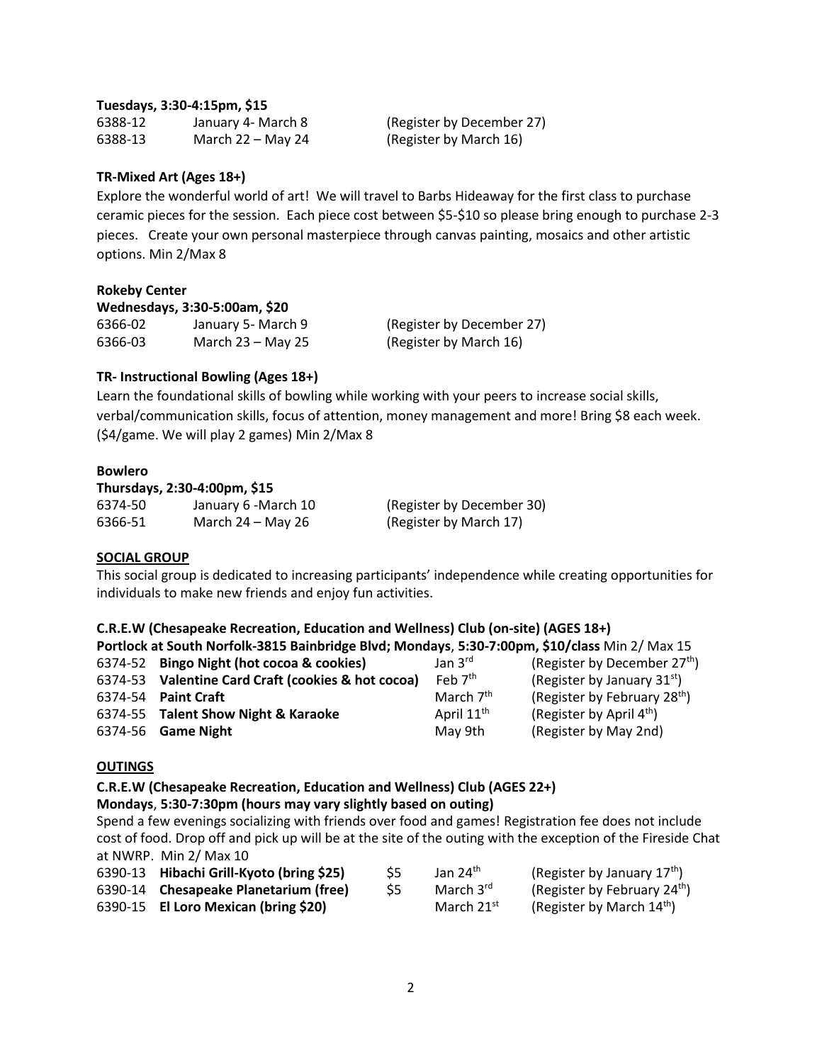**Tuesdays, 3:30-4:15pm, $15**

| | | |
|---|---|---|
| 6388-12 | January 4- March 8 | (Register by December 27) |
| 6388-13 | March 22 – May 24 | (Register by March 16) |

**TR-Mixed Art (Ages 18+)**

Explore the wonderful world of art! We will travel to Barbs Hideaway for the first class to purchase ceramic pieces for the session. Each piece cost between $5-$10 so please bring enough to purchase 2-3 pieces. Create your own personal masterpiece through canvas painting, mosaics and other artistic options. Min 2/Max 8

**Rokeby Center**

**Wednesdays, 3:30-5:00am, $20**

| | | |
|---|---|---|
| 6366-02 | January 5- March 9 | (Register by December 27) |
| 6366-03 | March 23 – May 25 | (Register by March 16) |

**TR- Instructional Bowling (Ages 18+)**

Learn the foundational skills of bowling while working with your peers to increase social skills, verbal/communication skills, focus of attention, money management and more! Bring $8 each week. ($4/game. We will play 2 games) Min 2/Max 8

**Bowlero**

**Thursdays, 2:30-4:00pm, $15**

| | | |
|---|---|---|
| 6374-50 | January 6 -March 10 | (Register by December 30) |
| 6366-51 | March 24 – May 26 | (Register by March 17) |

**SOCIAL GROUP**

This social group is dedicated to increasing participants' independence while creating opportunities for individuals to make new friends and enjoy fun activities.

**C.R.E.W (Chesapeake Recreation, Education and Wellness) Club (on-site) (AGES 18+)**

**Portlock at South Norfolk-3815 Bainbridge Blvd; Mondays, 5:30-7:00pm, $10/class** Min 2/ Max 15

| | | | |
|---|---|---|---|
| 6374-52 | **Bingo Night (hot cocoa & cookies)** | Jan 3rd | (Register by December 27th) |
| 6374-53 | **Valentine Card Craft (cookies & hot cocoa)** | Feb 7th | (Register by January 31st) |
| 6374-54 | **Paint Craft** | March 7th | (Register by February 28th) |
| 6374-55 | **Talent Show Night & Karaoke** | April 11th | (Register by April 4th) |
| 6374-56 | **Game Night** | May 9th | (Register by May 2nd) |

**OUTINGS**

**C.R.E.W (Chesapeake Recreation, Education and Wellness) Club (AGES 22+)**

**Mondays, 5:30-7:30pm (hours may vary slightly based on outing)**

Spend a few evenings socializing with friends over food and games! Registration fee does not include cost of food. Drop off and pick up will be at the site of the outing with the exception of the Fireside Chat at NWRP. Min 2/ Max 10

| | | | | |
|---|---|---|---|---|
| 6390-13 | **Hibachi Grill-Kyoto (bring $25)** | $5 | Jan 24th | (Register by January 17th) |
| 6390-14 | **Chesapeake Planetarium (free)** | $5 | March 3rd | (Register by February 24th) |
| 6390-15 | **El Loro Mexican (bring $20)** | | March 21st | (Register by March 14th) |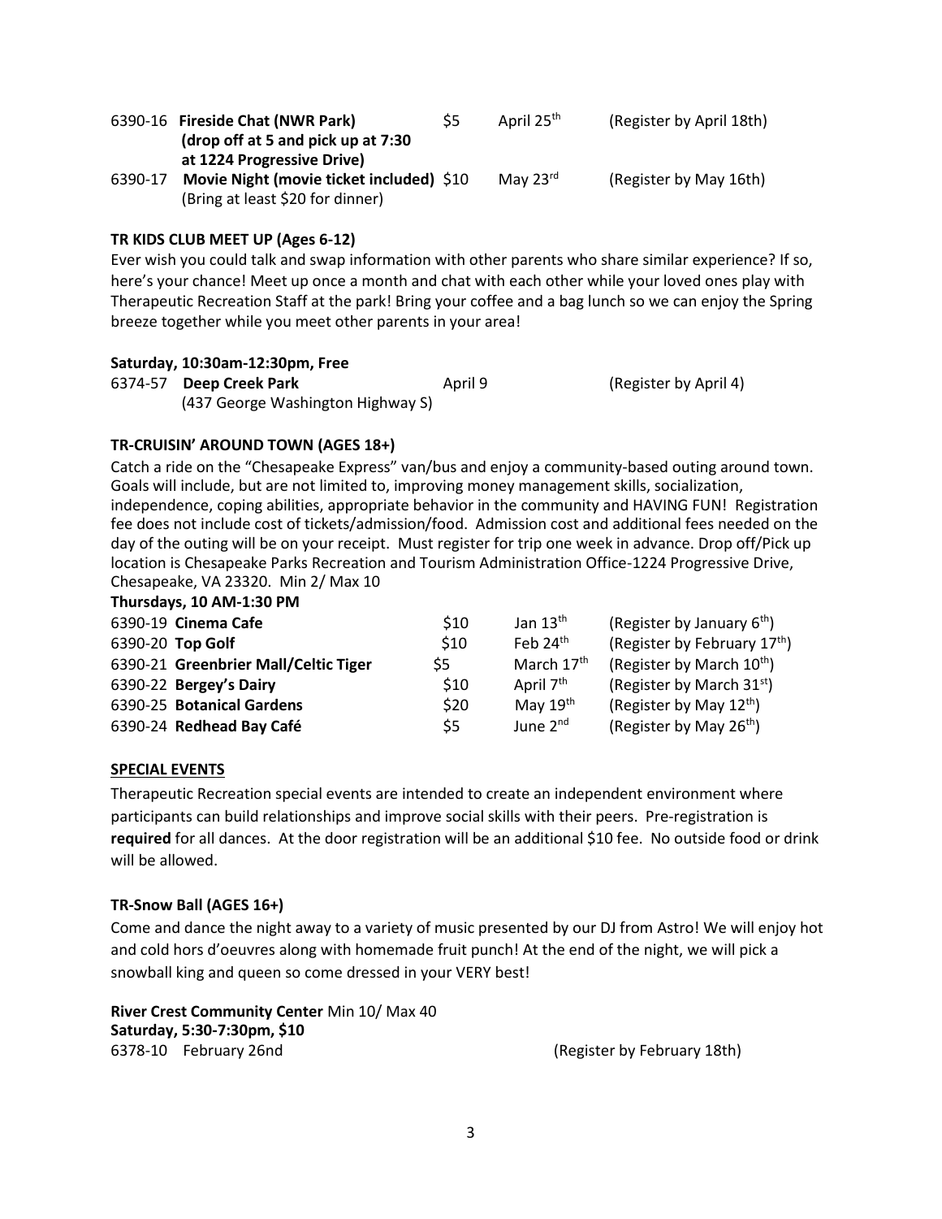| | | | | |
|---|---|---|---|---|
| 6390-16 | **Fireside Chat (NWR Park) (drop off at 5 and pick up at 7:30 at 1224 Progressive Drive)** | \$5 | April 25th | (Register by April 18th) |
| 6390-17 | **Movie Night (movie ticket included)** (Bring at least \$20 for dinner) | \$10 | May 23rd | (Register by May 16th) |

**TR KIDS CLUB MEET UP (Ages 6-12)**

Ever wish you could talk and swap information with other parents who share similar experience? If so, here's your chance! Meet up once a month and chat with each other while your loved ones play with Therapeutic Recreation Staff at the park! Bring your coffee and a bag lunch so we can enjoy the Spring breeze together while you meet other parents in your area!

**Saturday, 10:30am-12:30pm, Free**

| | | | |
|---|---|---|---|
| 6374-57 | **Deep Creek Park** (437 George Washington Highway S) | April 9 | (Register by April 4) |

**TR-CRUISIN' AROUND TOWN (AGES 18+)**

Catch a ride on the "Chesapeake Express" van/bus and enjoy a community-based outing around town. Goals will include, but are not limited to, improving money management skills, socialization, independence, coping abilities, appropriate behavior in the community and HAVING FUN! Registration fee does not include cost of tickets/admission/food. Admission cost and additional fees needed on the day of the outing will be on your receipt. Must register for trip one week in advance. Drop off/Pick up location is Chesapeake Parks Recreation and Tourism Administration Office-1224 Progressive Drive, Chesapeake, VA 23320. Min 2/ Max 10

**Thursdays, 10 AM-1:30 PM**

| | | | | |
|---|---|---|---|---|
| 6390-19 | **Cinema Cafe** | \$10 | Jan 13th | (Register by January 6th) |
| 6390-20 | **Top Golf** | \$10 | Feb 24th | (Register by February 17th) |
| 6390-21 | **Greenbrier Mall/Celtic Tiger** | \$5 | March 17th | (Register by March 10th) |
| 6390-22 | **Bergey's Dairy** | \$10 | April 7th | (Register by March 31st) |
| 6390-25 | **Botanical Gardens** | \$20 | May 19th | (Register by May 12th) |
| 6390-24 | **Redhead Bay Café** | \$5 | June 2nd | (Register by May 26th) |

## SPECIAL EVENTS

Therapeutic Recreation special events are intended to create an independent environment where participants can build relationships and improve social skills with their peers. Pre-registration is **required** for all dances. At the door registration will be an additional \$10 fee. No outside food or drink will be allowed.

**TR-Snow Ball (AGES 16+)**

Come and dance the night away to a variety of music presented by our DJ from Astro! We will enjoy hot and cold hors d'oeuvres along with homemade fruit punch! At the end of the night, we will pick a snowball king and queen so come dressed in your VERY best!

**River Crest Community Center** Min 10/ Max 40
**Saturday, 5:30-7:30pm, \$10**
6378-10 February 26nd (Register by February 18th)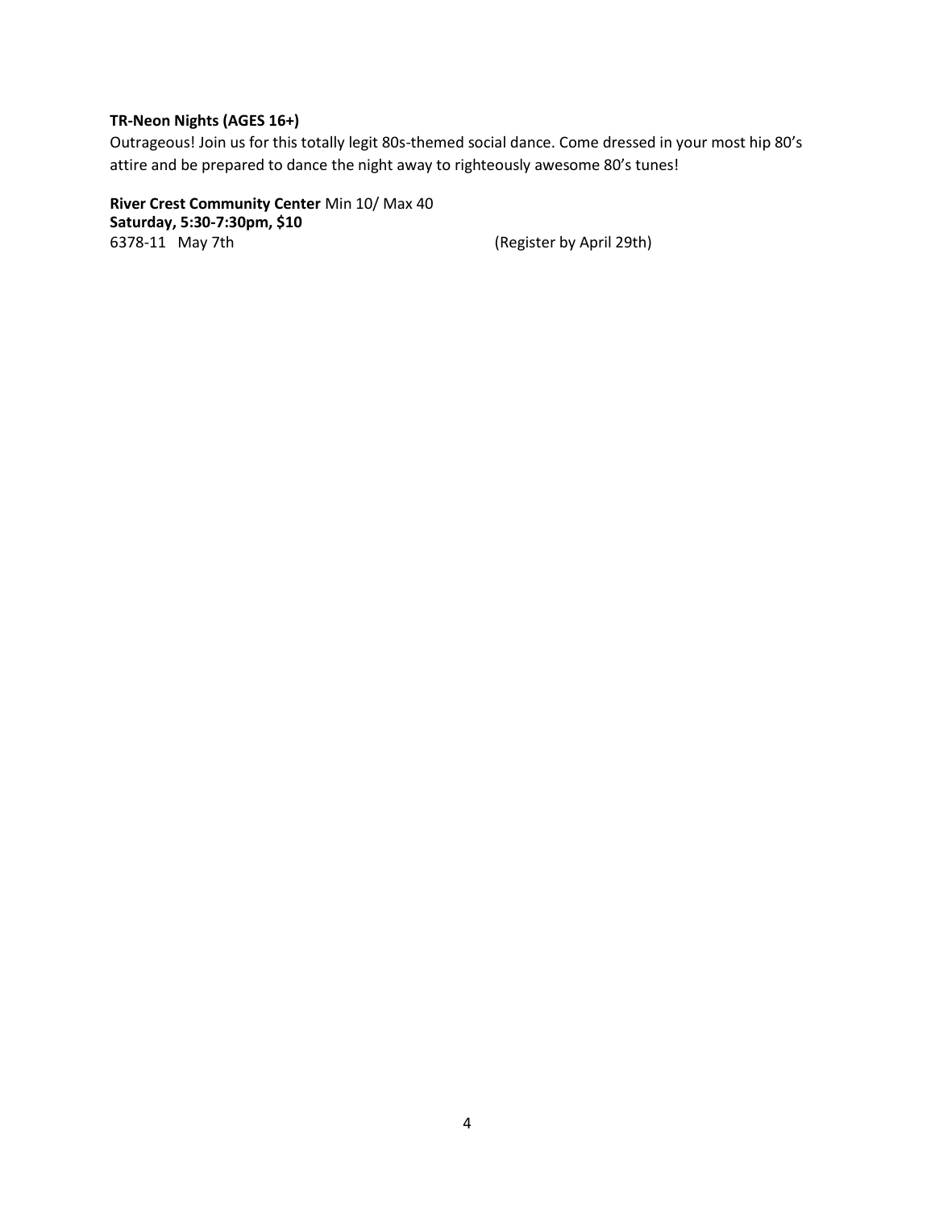**TR-Neon Nights (AGES 16+)**

Outrageous! Join us for this totally legit 80s-themed social dance. Come dressed in your most hip 80's attire and be prepared to dance the night away to righteously awesome 80's tunes!

**River Crest Community Center** Min 10/ Max 40
**Saturday, 5:30-7:30pm, $10**
6378-11 May 7th (Register by April 29th)